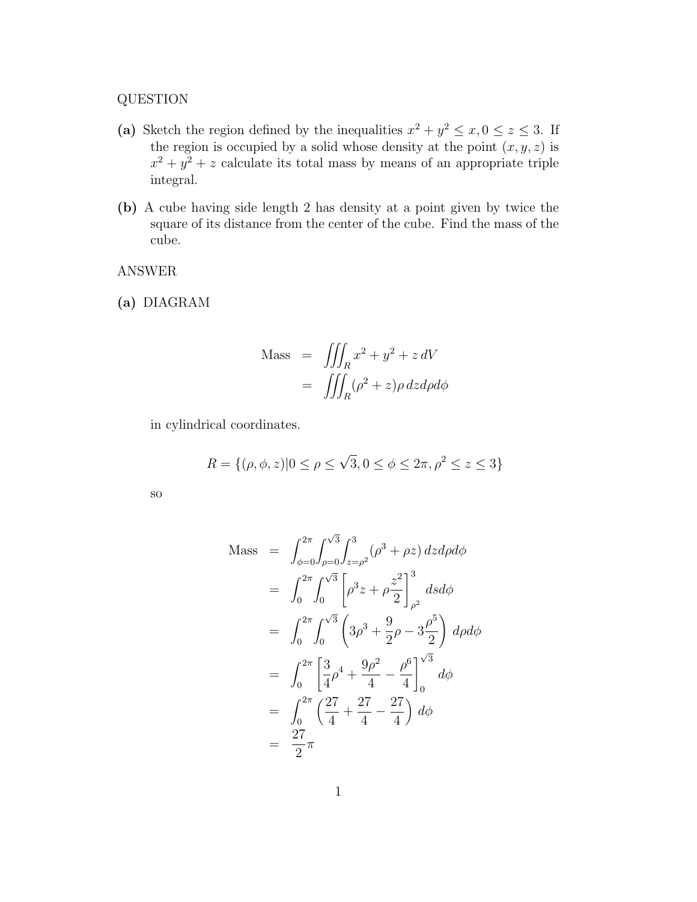QUESTION

**(a)** Sketch the region defined by the inequalities $x^2 + y^2 \leq x, 0 \leq z \leq 3$. If the region is occupied by a solid whose density at the point $(x, y, z)$ is $x^2 + y^2 + z$ calculate its total mass by means of an appropriate triple integral.

**(b)** A cube having side length 2 has density at a point given by twice the square of its distance from the center of the cube. Find the mass of the cube.

ANSWER

**(a)** DIAGRAM

$$
\begin{aligned}
\text{Mass} &= \iiint_R x^2 + y^2 + z \, dV \\
&= \iiint_R (\rho^2 + z)\rho \, dz d\rho d\phi
\end{aligned}
$$

in cylindrical coordinates.

$$
R = \{(\rho, \phi, z) | 0 \leq \rho \leq \sqrt{3}, 0 \leq \phi \leq 2\pi, \rho^2 \leq z \leq 3\}
$$

so

$$
\begin{aligned}
\text{Mass} &= \int_{\phi=0}^{2\pi} \int_{\rho=0}^{\sqrt{3}} \int_{z=\rho^2}^{3} (\rho^3 + \rho z) \, dz d\rho d\phi \\
&= \int_0^{2\pi} \int_0^{\sqrt{3}} \left[ \rho^3 z + \rho \frac{z^2}{2} \right]_{\rho^2}^{3} ds d\phi \\
&= \int_0^{2\pi} \int_0^{\sqrt{3}} \left( 3\rho^3 + \frac{9}{2}\rho - 3\frac{\rho^5}{2} \right) d\rho d\phi \\
&= \int_0^{2\pi} \left[ \frac{3}{4}\rho^4 + \frac{9\rho^2}{4} - \frac{\rho^6}{4} \right]_0^{\sqrt{3}} d\phi \\
&= \int_0^{2\pi} \left( \frac{27}{4} + \frac{27}{4} - \frac{27}{4} \right) d\phi \\
&= \frac{27}{2}\pi
\end{aligned}
$$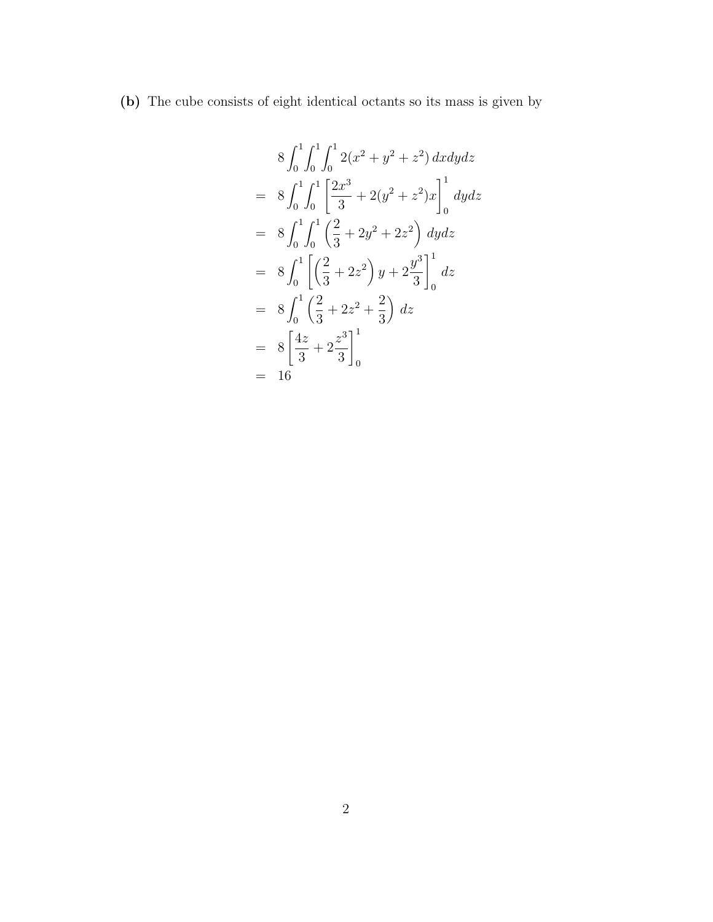**(b)** The cube consists of eight identical octants so its mass is given by

$$
\begin{aligned}
& 8\int_0^1\int_0^1\int_0^1 2(x^2+y^2+z^2)\,dxdydz \\
= \;& 8\int_0^1\int_0^1 \left[\frac{2x^3}{3} + 2(y^2+z^2)x\right]_0^1 dydz \\
= \;& 8\int_0^1\int_0^1 \left(\frac{2}{3} + 2y^2 + 2z^2\right) dydz \\
= \;& 8\int_0^1 \left[\left(\frac{2}{3} + 2z^2\right)y + 2\frac{y^3}{3}\right]_0^1 dz \\
= \;& 8\int_0^1 \left(\frac{2}{3} + 2z^2 + \frac{2}{3}\right) dz \\
= \;& 8\left[\frac{4z}{3} + 2\frac{z^3}{3}\right]_0^1 \\
= \;& 16
\end{aligned}
$$